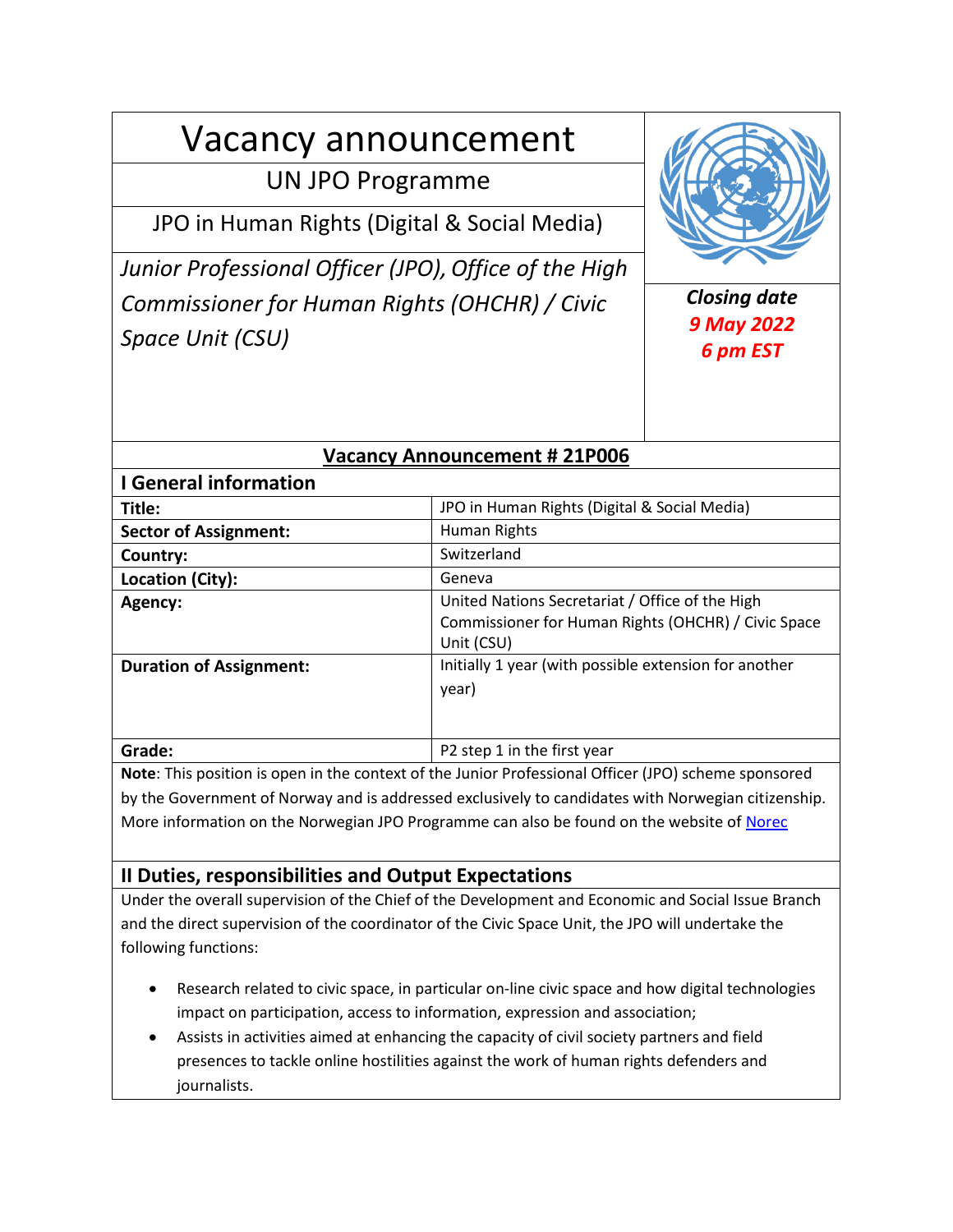# Vacancy announcement

## UN JPO Programme

## JPO in Human Rights (Digital & Social Media)

*Junior Professional Officer (JPO), Office of the High Commissioner for Human Rights (OHCHR) / Civic Space Unit (CSU)*

***Closing date***
***9 May 2022***
***6 pm EST***

## Vacancy Announcement # 21P006

### I General information

| | |
|---|---|
| **Title:** | JPO in Human Rights (Digital & Social Media) |
| **Sector of Assignment:** | Human Rights |
| **Country:** | Switzerland |
| **Location (City):** | Geneva |
| **Agency:** | United Nations Secretariat / Office of the High Commissioner for Human Rights (OHCHR) / Civic Space Unit (CSU) |
| **Duration of Assignment:** | Initially 1 year (with possible extension for another year) |
| **Grade:** | P2 step 1 in the first year |

**Note**: This position is open in the context of the Junior Professional Officer (JPO) scheme sponsored by the Government of Norway and is addressed exclusively to candidates with Norwegian citizenship. More information on the Norwegian JPO Programme can also be found on the website of [Norec]

### II Duties, responsibilities and Output Expectations

Under the overall supervision of the Chief of the Development and Economic and Social Issue Branch and the direct supervision of the coordinator of the Civic Space Unit, the JPO will undertake the following functions:

- Research related to civic space, in particular on-line civic space and how digital technologies impact on participation, access to information, expression and association;
- Assists in activities aimed at enhancing the capacity of civil society partners and field presences to tackle online hostilities against the work of human rights defenders and journalists.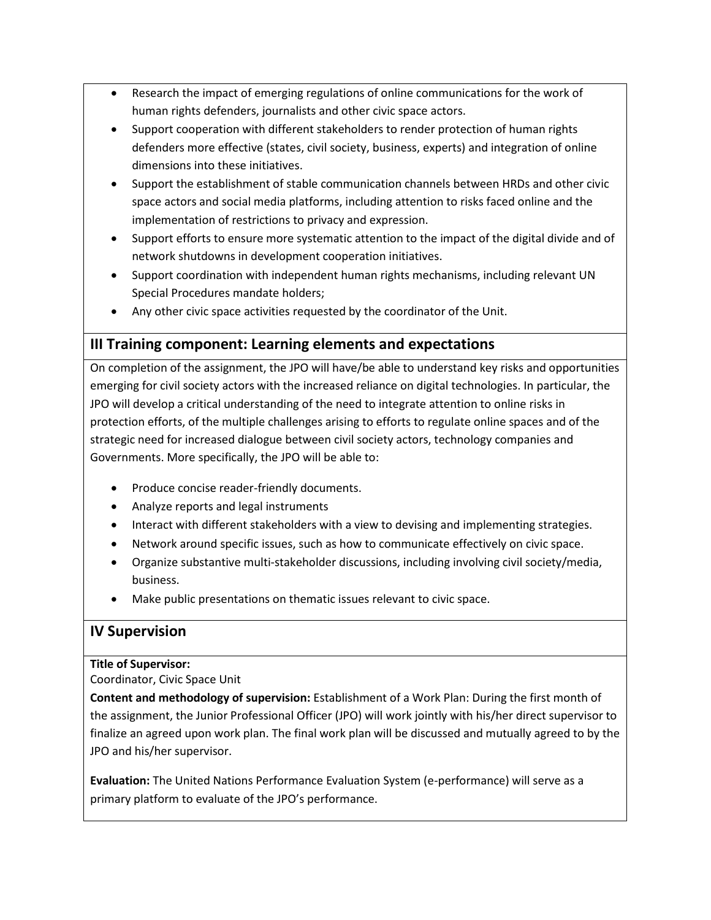- Research the impact of emerging regulations of online communications for the work of human rights defenders, journalists and other civic space actors.
- Support cooperation with different stakeholders to render protection of human rights defenders more effective (states, civil society, business, experts) and integration of online dimensions into these initiatives.
- Support the establishment of stable communication channels between HRDs and other civic space actors and social media platforms, including attention to risks faced online and the implementation of restrictions to privacy and expression.
- Support efforts to ensure more systematic attention to the impact of the digital divide and of network shutdowns in development cooperation initiatives.
- Support coordination with independent human rights mechanisms, including relevant UN Special Procedures mandate holders;
- Any other civic space activities requested by the coordinator of the Unit.

## III Training component: Learning elements and expectations

On completion of the assignment, the JPO will have/be able to understand key risks and opportunities emerging for civil society actors with the increased reliance on digital technologies. In particular, the JPO will develop a critical understanding of the need to integrate attention to online risks in protection efforts, of the multiple challenges arising to efforts to regulate online spaces and of the strategic need for increased dialogue between civil society actors, technology companies and Governments. More specifically, the JPO will be able to:

- Produce concise reader-friendly documents.
- Analyze reports and legal instruments
- Interact with different stakeholders with a view to devising and implementing strategies.
- Network around specific issues, such as how to communicate effectively on civic space.
- Organize substantive multi-stakeholder discussions, including involving civil society/media, business.
- Make public presentations on thematic issues relevant to civic space.

## IV Supervision

**Title of Supervisor:**
Coordinator, Civic Space Unit

**Content and methodology of supervision:** Establishment of a Work Plan: During the first month of the assignment, the Junior Professional Officer (JPO) will work jointly with his/her direct supervisor to finalize an agreed upon work plan. The final work plan will be discussed and mutually agreed to by the JPO and his/her supervisor.

**Evaluation:** The United Nations Performance Evaluation System (e-performance) will serve as a primary platform to evaluate of the JPO's performance.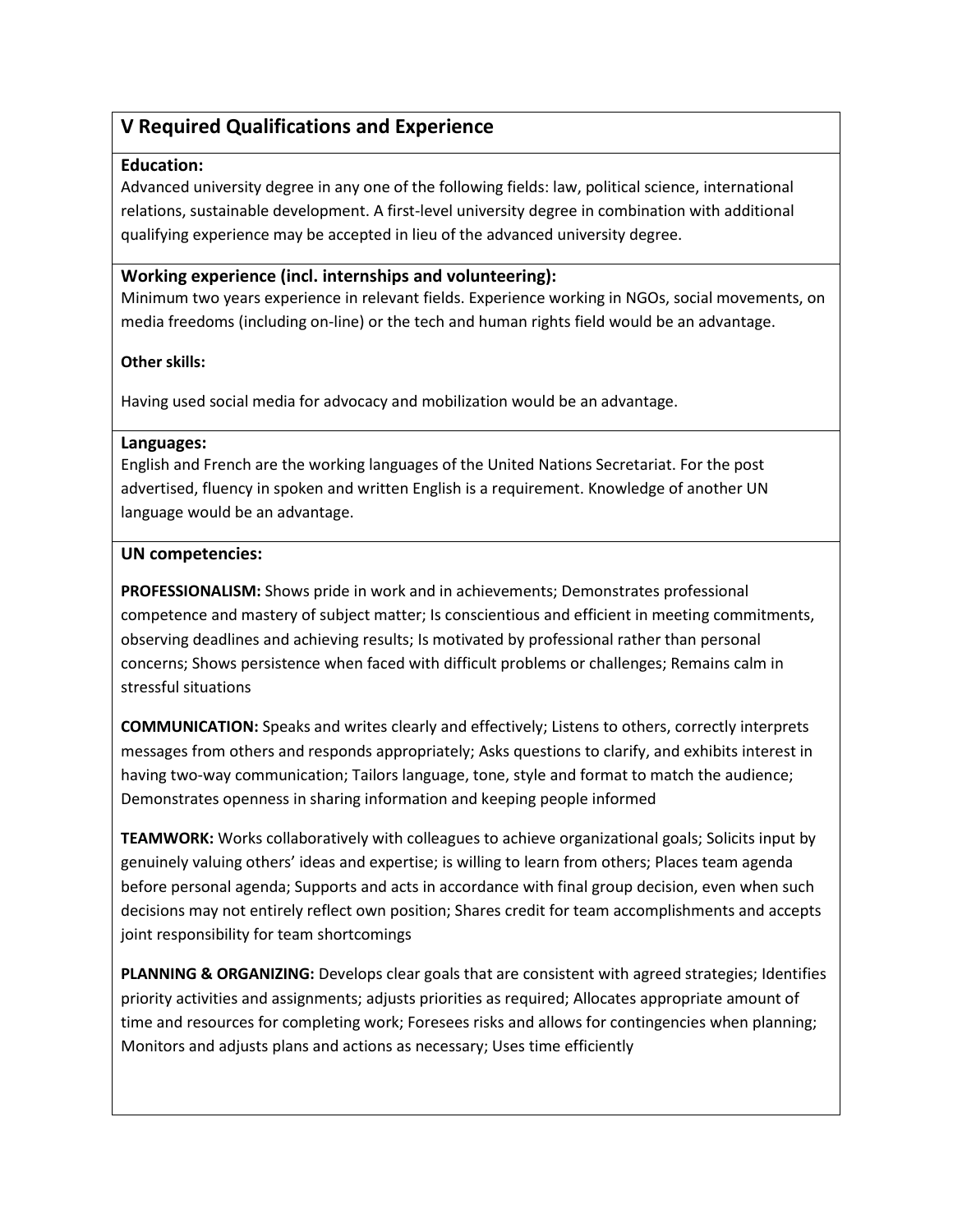## V Required Qualifications and Experience

**Education:**
Advanced university degree in any one of the following fields: law, political science, international relations, sustainable development. A first-level university degree in combination with additional qualifying experience may be accepted in lieu of the advanced university degree.

**Working experience (incl. internships and volunteering):**
Minimum two years experience in relevant fields. Experience working in NGOs, social movements, on media freedoms (including on-line) or the tech and human rights field would be an advantage.

**Other skills:**

Having used social media for advocacy and mobilization would be an advantage.

**Languages:**
English and French are the working languages of the United Nations Secretariat. For the post advertised, fluency in spoken and written English is a requirement. Knowledge of another UN language would be an advantage.

**UN competencies:**

**PROFESSIONALISM:** Shows pride in work and in achievements; Demonstrates professional competence and mastery of subject matter; Is conscientious and efficient in meeting commitments, observing deadlines and achieving results; Is motivated by professional rather than personal concerns; Shows persistence when faced with difficult problems or challenges; Remains calm in stressful situations

**COMMUNICATION:** Speaks and writes clearly and effectively; Listens to others, correctly interprets messages from others and responds appropriately; Asks questions to clarify, and exhibits interest in having two-way communication; Tailors language, tone, style and format to match the audience; Demonstrates openness in sharing information and keeping people informed

**TEAMWORK:** Works collaboratively with colleagues to achieve organizational goals; Solicits input by genuinely valuing others' ideas and expertise; is willing to learn from others; Places team agenda before personal agenda; Supports and acts in accordance with final group decision, even when such decisions may not entirely reflect own position; Shares credit for team accomplishments and accepts joint responsibility for team shortcomings

**PLANNING & ORGANIZING:** Develops clear goals that are consistent with agreed strategies; Identifies priority activities and assignments; adjusts priorities as required; Allocates appropriate amount of time and resources for completing work; Foresees risks and allows for contingencies when planning; Monitors and adjusts plans and actions as necessary; Uses time efficiently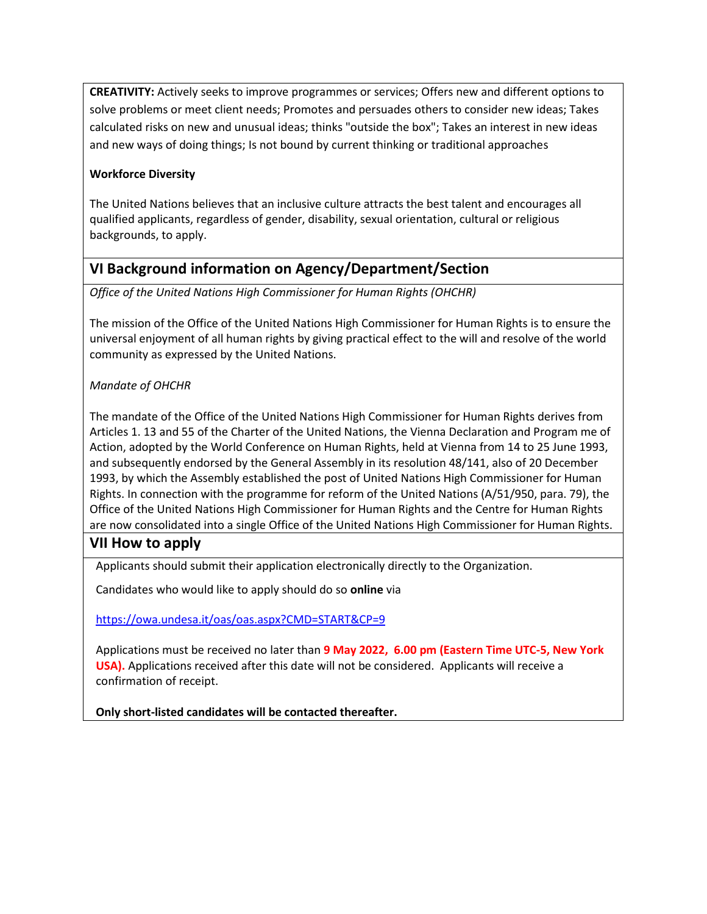**CREATIVITY:** Actively seeks to improve programmes or services; Offers new and different options to solve problems or meet client needs; Promotes and persuades others to consider new ideas; Takes calculated risks on new and unusual ideas; thinks "outside the box"; Takes an interest in new ideas and new ways of doing things; Is not bound by current thinking or traditional approaches

**Workforce Diversity**

The United Nations believes that an inclusive culture attracts the best talent and encourages all qualified applicants, regardless of gender, disability, sexual orientation, cultural or religious backgrounds, to apply.

## VI Background information on Agency/Department/Section

*Office of the United Nations High Commissioner for Human Rights (OHCHR)*

The mission of the Office of the United Nations High Commissioner for Human Rights is to ensure the universal enjoyment of all human rights by giving practical effect to the will and resolve of the world community as expressed by the United Nations.

*Mandate of OHCHR*

The mandate of the Office of the United Nations High Commissioner for Human Rights derives from Articles 1. 13 and 55 of the Charter of the United Nations, the Vienna Declaration and Program me of Action, adopted by the World Conference on Human Rights, held at Vienna from 14 to 25 June 1993, and subsequently endorsed by the General Assembly in its resolution 48/141, also of 20 December 1993, by which the Assembly established the post of United Nations High Commissioner for Human Rights. In connection with the programme for reform of the United Nations (A/51/950, para. 79), the Office of the United Nations High Commissioner for Human Rights and the Centre for Human Rights are now consolidated into a single Office of the United Nations High Commissioner for Human Rights.

## VII How to apply

Applicants should submit their application electronically directly to the Organization.

Candidates who would like to apply should do so **online** via

https://owa.undesa.it/oas/oas.aspx?CMD=START&CP=9

Applications must be received no later than **9 May 2022, 6.00 pm (Eastern Time UTC-5, New York USA).** Applications received after this date will not be considered. Applicants will receive a confirmation of receipt.

**Only short-listed candidates will be contacted thereafter.**